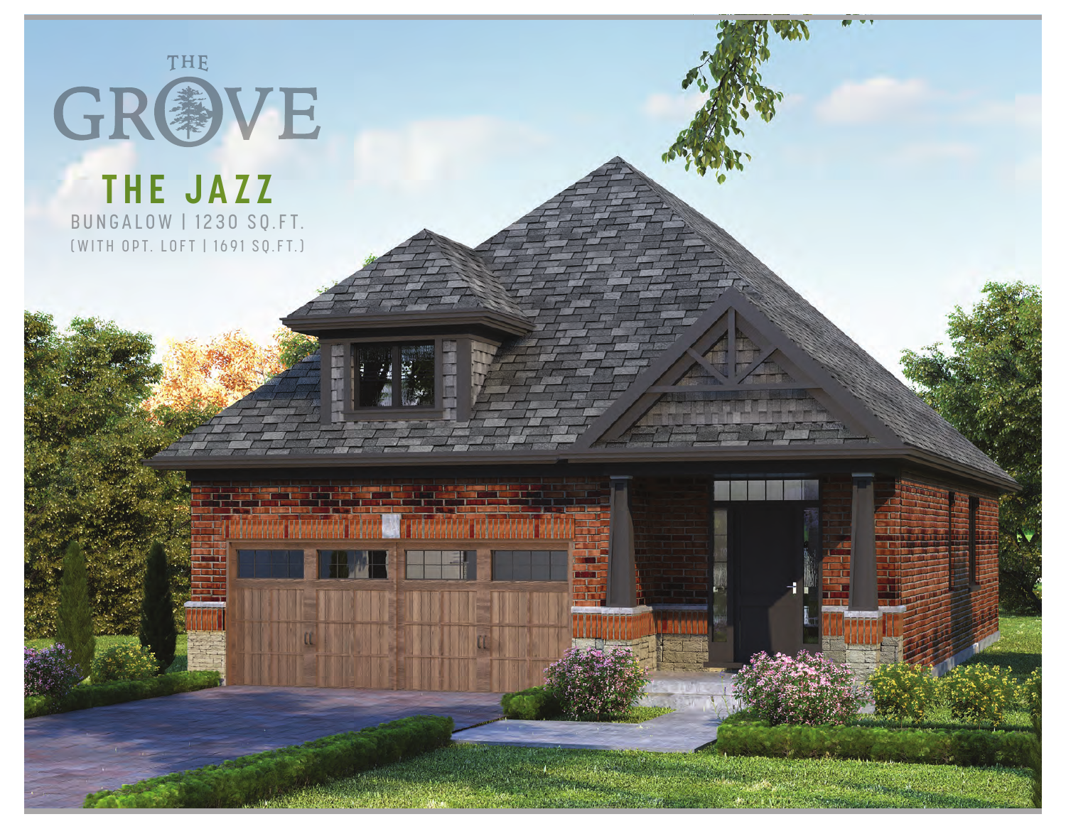# THE GROVE

## THE JAZZ

BUNGALOW | 1230 SQ.FT.

(WITH OPT. LOFT | 1691 SQ.FT.)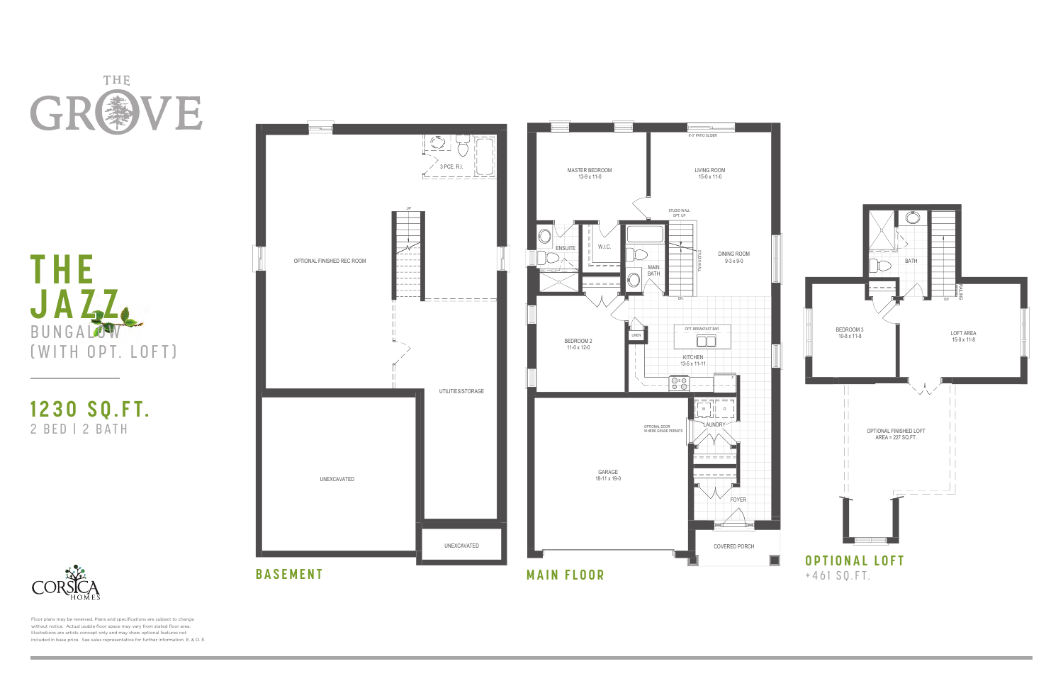THE GROVE

# THE JAZZ

BUNGALOW (WITH OPT. LOFT)

## 1230 SQ.FT.

2 BED | 2 BATH

## BASEMENT

3 PCE. R.I.

UP

OPTIONAL FINISHED REC ROOM

UTILITIES/STORAGE

UNEXCAVATED

UNEXCAVATED

## MAIN FLOOR

8'-0" PATIO SLIDER

MASTER BEDROOM
13-9 x 11-0

LIVING ROOM
15-0 x 11-0

STUDIO WALL OPT. UP

ENSUITE

W.I.C.

MAIN BATH

DINING ROOM
9-3 x 9-0

STUDIO WALL

DN.

LINEN

OPT. BREAKFAST BAR

BEDROOM 2
11-0 x 12-0

KITCHEN
13-5 x 11-11

OPTIONAL DOOR WHERE GRADE PERMITS

LAUNDRY

GARAGE
18-11 x 19-0

FOYER

COVERED PORCH

## OPTIONAL LOFT

+461 SQ.FT.

BATH

RAILING

DN

BEDROOM 3
10-8 x 11-8

LOFT AREA
15-0 x 11-8

OPTIONAL FINISHED LOFT AREA = 227 SQ.FT.

CORSICA HOMES

Floor plans may be reversed. Plans and specifications are subject to change without notice. Actual usable floor space may vary from stated floor area. Illustrations are artists concept only and may show optional features not included in base price. See sales representative for further information. E. & O. E.